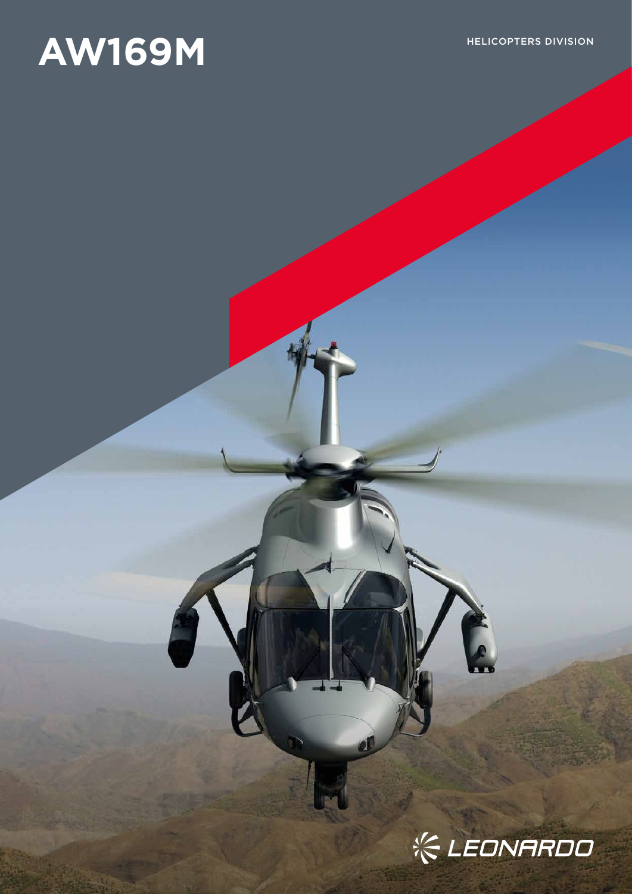# AW169M

HELICOPTERS DIVISION

LEONARDO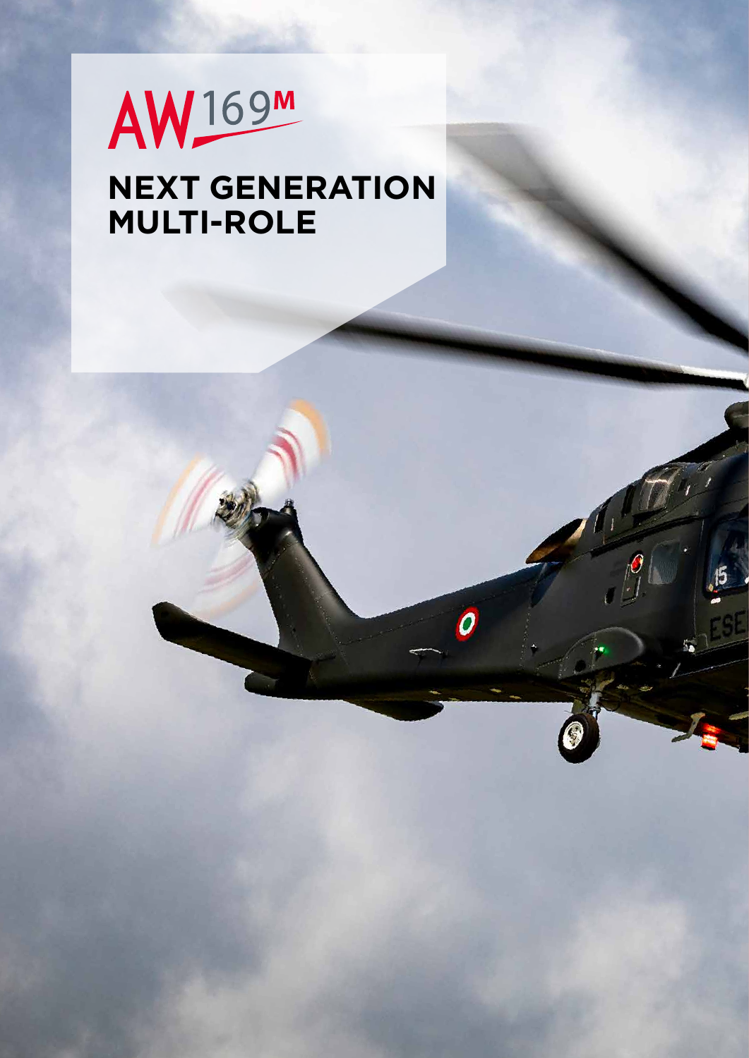# AW169M

## NEXT GENERATION MULTI-ROLE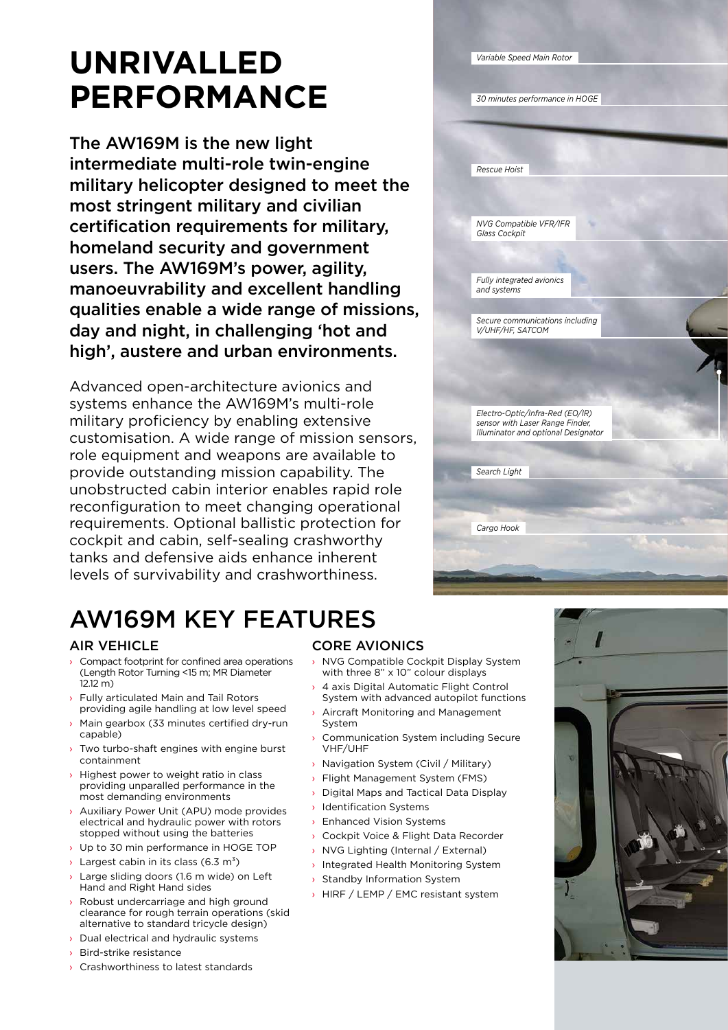# UNRIVALLED PERFORMANCE

**The AW169M is the new light intermediate multi-role twin-engine military helicopter designed to meet the most stringent military and civilian certification requirements for military, homeland security and government users. The AW169M's power, agility, manoeuvrability and excellent handling qualities enable a wide range of missions, day and night, in challenging 'hot and high', austere and urban environments.**

Advanced open-architecture avionics and systems enhance the AW169M's multi-role military proficiency by enabling extensive customisation. A wide range of mission sensors, role equipment and weapons are available to provide outstanding mission capability. The unobstructed cabin interior enables rapid role reconfiguration to meet changing operational requirements. Optional ballistic protection for cockpit and cabin, self-sealing crashworthy tanks and defensive aids enhance inherent levels of survivability and crashworthiness.

*Variable Speed Main Rotor*

*30 minutes performance in HOGE*

*Rescue Hoist*

*NVG Compatible VFR/IFR Glass Cockpit*

*Fully integrated avionics and systems*

*Secure communications including V/UHF/HF, SATCOM*

*Electro-Optic/Infra-Red (EO/IR) sensor with Laser Range Finder, Illuminator and optional Designator*

*Search Light*

*Cargo Hook*

# AW169M KEY FEATURES

## AIR VEHICLE

- Compact footprint for confined area operations (Length Rotor Turning <15 m; MR Diameter 12.12 m)
- Fully articulated Main and Tail Rotors providing agile handling at low level speed
- Main gearbox (33 minutes certified dry-run capable)
- Two turbo-shaft engines with engine burst containment
- Highest power to weight ratio in class providing unparalled performance in the most demanding environments
- Auxiliary Power Unit (APU) mode provides electrical and hydraulic power with rotors stopped without using the batteries
- Up to 30 min performance in HOGE TOP
- Largest cabin in its class (6.3 m$^3$)
- Large sliding doors (1.6 m wide) on Left Hand and Right Hand sides
- Robust undercarriage and high ground clearance for rough terrain operations (skid alternative to standard tricycle design)
- Dual electrical and hydraulic systems
- Bird-strike resistance
- Crashworthiness to latest standards

## CORE AVIONICS

- NVG Compatible Cockpit Display System with three 8" x 10" colour displays
- 4 axis Digital Automatic Flight Control System with advanced autopilot functions
- Aircraft Monitoring and Management System
- Communication System including Secure VHF/UHF
- Navigation System (Civil / Military)
- Flight Management System (FMS)
- Digital Maps and Tactical Data Display
- Identification Systems
- Enhanced Vision Systems
- Cockpit Voice & Flight Data Recorder
- NVG Lighting (Internal / External)
- Integrated Health Monitoring System
- Standby Information System
- HIRF / LEMP / EMC resistant system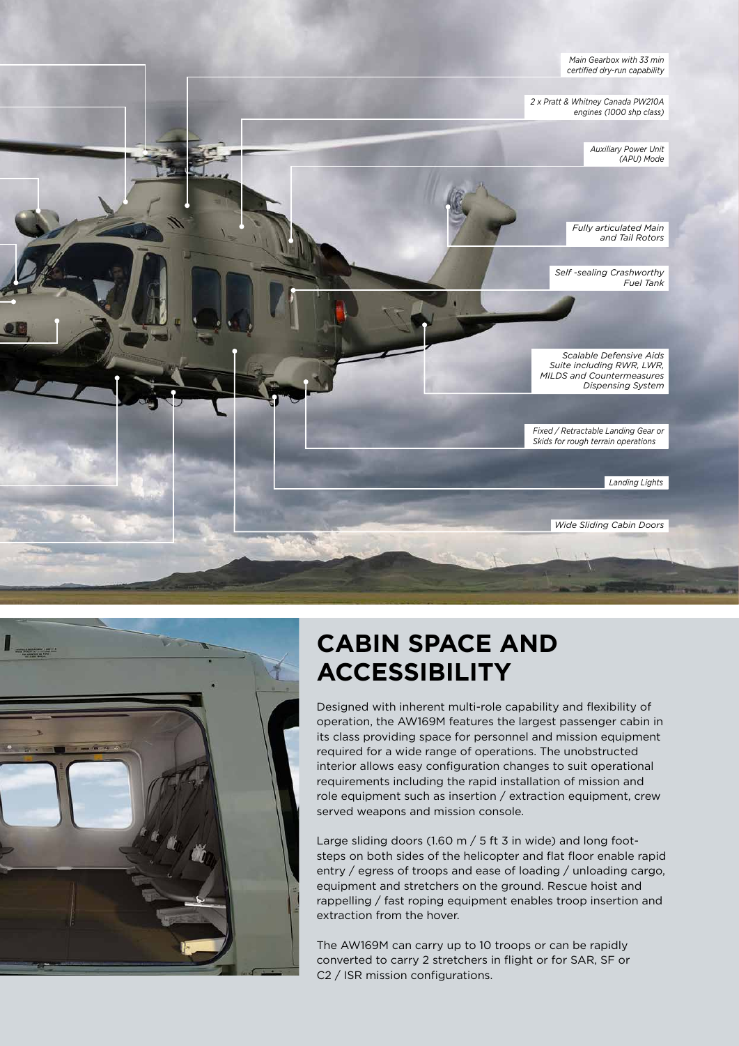Main Gearbox with 33 min certified dry-run capability

2 x Pratt & Whitney Canada PW210A engines (1000 shp class)

Auxiliary Power Unit (APU) Mode

Fully articulated Main and Tail Rotors

Self -sealing Crashworthy Fuel Tank

Scalable Defensive Aids Suite including RWR, LWR, MILDS and Countermeasures Dispensing System

Fixed / Retractable Landing Gear or Skids for rough terrain operations

Landing Lights

Wide Sliding Cabin Doors

## CABIN SPACE AND ACCESSIBILITY

Designed with inherent multi-role capability and flexibility of operation, the AW169M features the largest passenger cabin in its class providing space for personnel and mission equipment required for a wide range of operations. The unobstructed interior allows easy configuration changes to suit operational requirements including the rapid installation of mission and role equipment such as insertion / extraction equipment, crew served weapons and mission console.

Large sliding doors (1.60 m / 5 ft 3 in wide) and long foot-steps on both sides of the helicopter and flat floor enable rapid entry / egress of troops and ease of loading / unloading cargo, equipment and stretchers on the ground. Rescue hoist and rappelling / fast roping equipment enables troop insertion and extraction from the hover.

The AW169M can carry up to 10 troops or can be rapidly converted to carry 2 stretchers in flight or for SAR, SF or C2 / ISR mission configurations.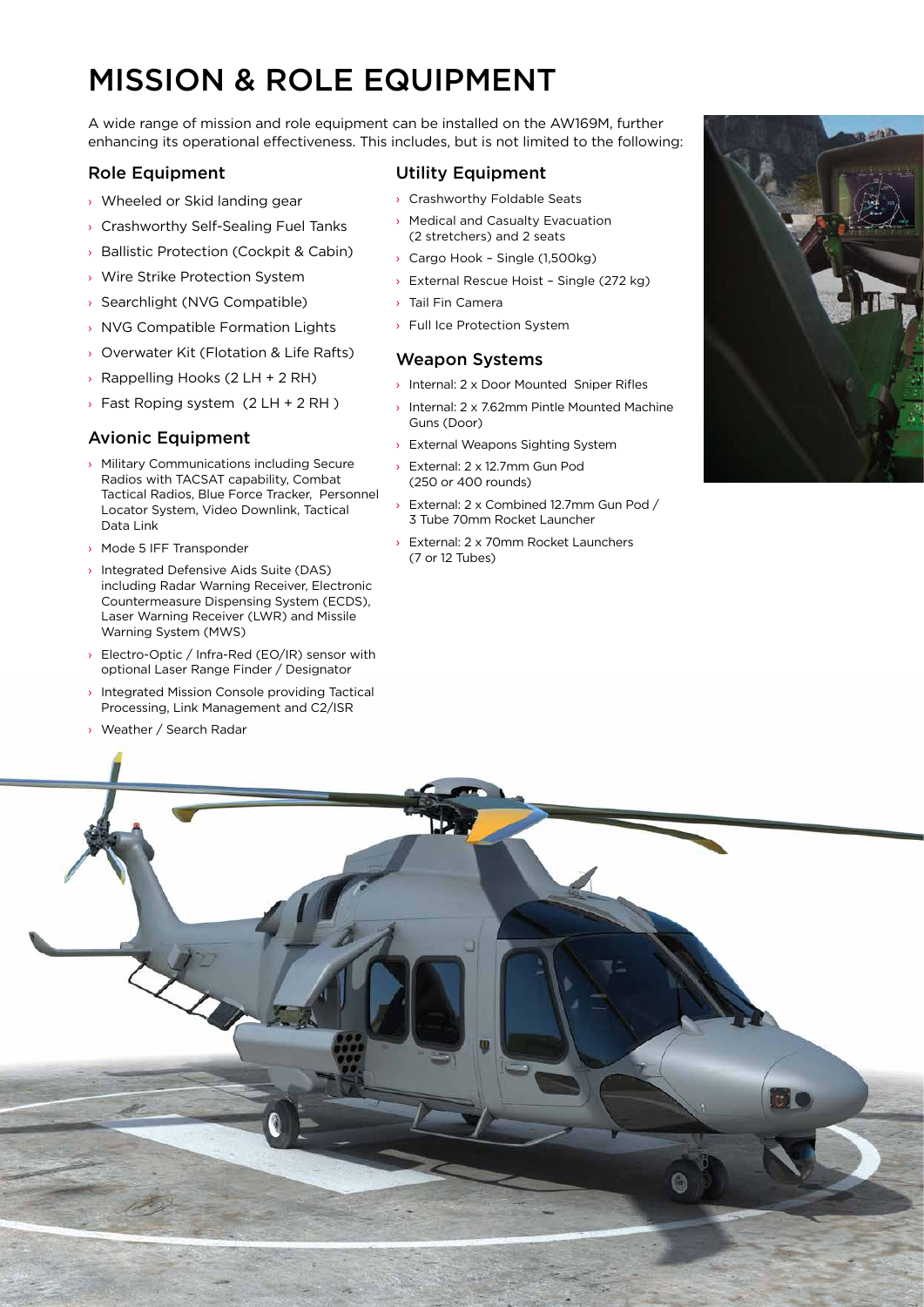# MISSION & ROLE EQUIPMENT

A wide range of mission and role equipment can be installed on the AW169M, further enhancing its operational effectiveness. This includes, but is not limited to the following:

## Role Equipment

- Wheeled or Skid landing gear
- Crashworthy Self-Sealing Fuel Tanks
- Ballistic Protection (Cockpit & Cabin)
- Wire Strike Protection System
- Searchlight (NVG Compatible)
- NVG Compatible Formation Lights
- Overwater Kit (Flotation & Life Rafts)
- Rappelling Hooks (2 LH + 2 RH)
- Fast Roping system (2 LH + 2 RH )

## Avionic Equipment

- Military Communications including Secure Radios with TACSAT capability, Combat Tactical Radios, Blue Force Tracker, Personnel Locator System, Video Downlink, Tactical Data Link
- Mode 5 IFF Transponder
- Integrated Defensive Aids Suite (DAS) including Radar Warning Receiver, Electronic Countermeasure Dispensing System (ECDS), Laser Warning Receiver (LWR) and Missile Warning System (MWS)
- Electro-Optic / Infra-Red (EO/IR) sensor with optional Laser Range Finder / Designator
- Integrated Mission Console providing Tactical Processing, Link Management and C2/ISR
- Weather / Search Radar

## Utility Equipment

- Crashworthy Foldable Seats
- Medical and Casualty Evacuation (2 stretchers) and 2 seats
- Cargo Hook – Single (1,500kg)
- External Rescue Hoist – Single (272 kg)
- Tail Fin Camera
- Full Ice Protection System

## Weapon Systems

- Internal: 2 x Door Mounted Sniper Rifles
- Internal: 2 x 7.62mm Pintle Mounted Machine Guns (Door)
- External Weapons Sighting System
- External: 2 x 12.7mm Gun Pod (250 or 400 rounds)
- External: 2 x Combined 12.7mm Gun Pod / 3 Tube 70mm Rocket Launcher
- External: 2 x 70mm Rocket Launchers (7 or 12 Tubes)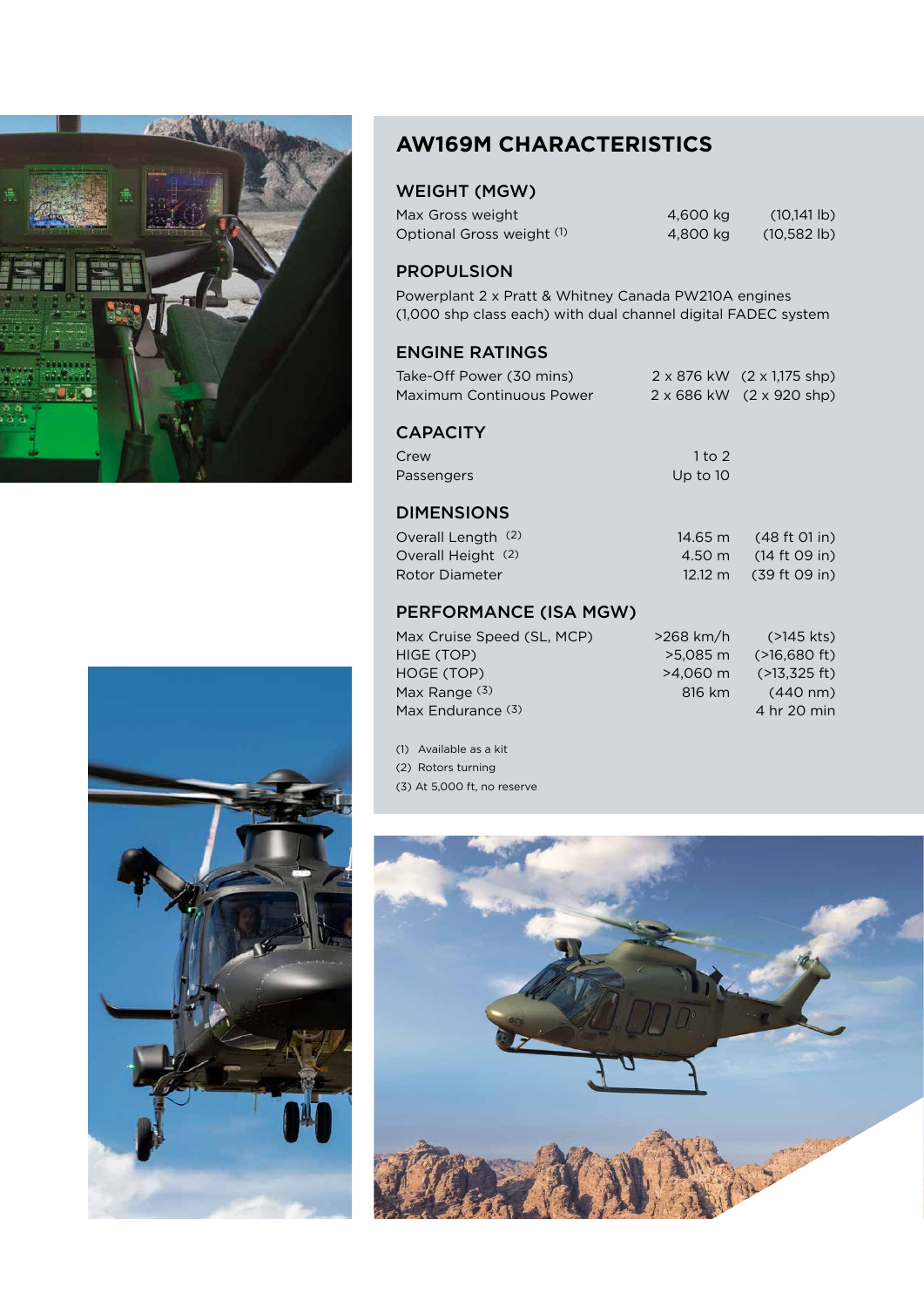# AW169M CHARACTERISTICS

## WEIGHT (MGW)

| | | |
|---|---|---|
| Max Gross weight | 4,600 kg | (10,141 lb) |
| Optional Gross weight [1] | 4,800 kg | (10,582 lb) |

## PROPULSION

Powerplant 2 x Pratt & Whitney Canada PW210A engines (1,000 shp class each) with dual channel digital FADEC system

## ENGINE RATINGS

| | | |
|---|---|---|
| Take-Off Power (30 mins) | 2 x 876 kW | (2 x 1,175 shp) |
| Maximum Continuous Power | 2 x 686 kW | (2 x 920 shp) |

## CAPACITY

| | |
|---|---|
| Crew | 1 to 2 |
| Passengers | Up to 10 |

## DIMENSIONS

| | | |
|---|---|---|
| Overall Length [2] | 14.65 m | (48 ft 01 in) |
| Overall Height [2] | 4.50 m | (14 ft 09 in) |
| Rotor Diameter | 12.12 m | (39 ft 09 in) |

## PERFORMANCE (ISA MGW)

| | | |
|---|---|---|
| Max Cruise Speed (SL, MCP) | >268 km/h | (>145 kts) |
| HIGE (TOP) | >5,085 m | (>16,680 ft) |
| HOGE (TOP) | >4,060 m | (>13,325 ft) |
| Max Range [3] | 816 km | (440 nm) |
| Max Endurance [3] | | 4 hr 20 min |

(1) Available as a kit

(2) Rotors turning

(3) At 5,000 ft, no reserve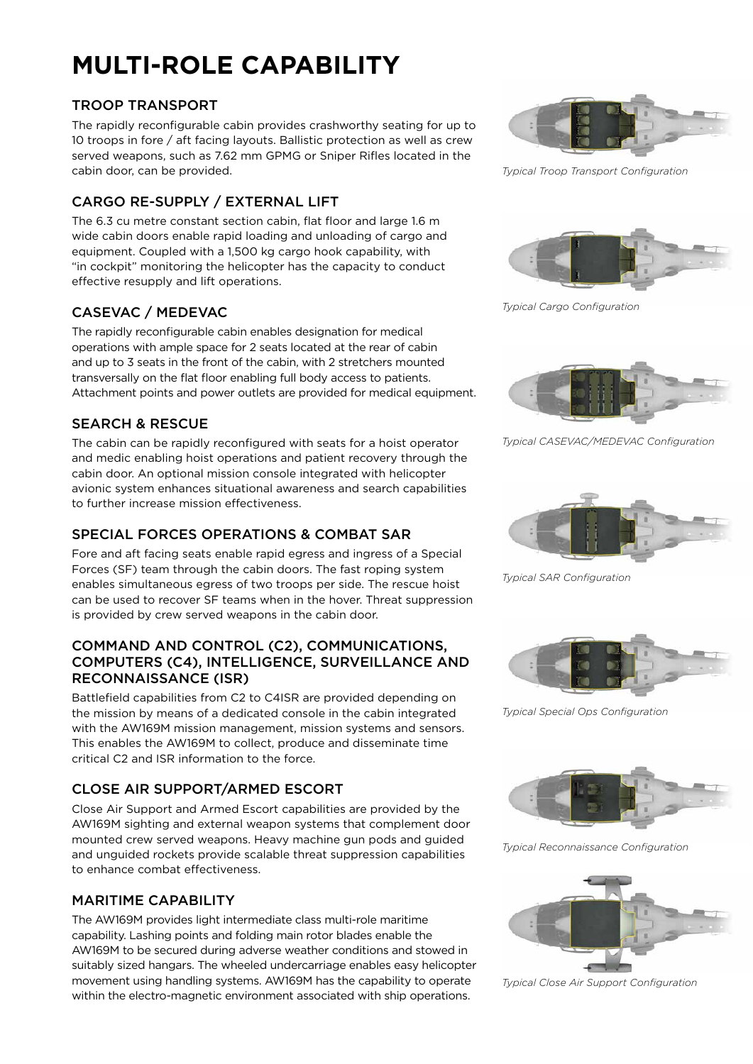# MULTI-ROLE CAPABILITY

## TROOP TRANSPORT

The rapidly reconfigurable cabin provides crashworthy seating for up to 10 troops in fore / aft facing layouts. Ballistic protection as well as crew served weapons, such as 7.62 mm GPMG or Sniper Rifles located in the cabin door, can be provided.

*Typical Troop Transport Configuration*

## CARGO RE-SUPPLY / EXTERNAL LIFT

The 6.3 cu metre constant section cabin, flat floor and large 1.6 m wide cabin doors enable rapid loading and unloading of cargo and equipment. Coupled with a 1,500 kg cargo hook capability, with "in cockpit" monitoring the helicopter has the capacity to conduct effective resupply and lift operations.

*Typical Cargo Configuration*

## CASEVAC / MEDEVAC

The rapidly reconfigurable cabin enables designation for medical operations with ample space for 2 seats located at the rear of cabin and up to 3 seats in the front of the cabin, with 2 stretchers mounted transversally on the flat floor enabling full body access to patients. Attachment points and power outlets are provided for medical equipment.

*Typical CASEVAC/MEDEVAC Configuration*

## SEARCH & RESCUE

The cabin can be rapidly reconfigured with seats for a hoist operator and medic enabling hoist operations and patient recovery through the cabin door. An optional mission console integrated with helicopter avionic system enhances situational awareness and search capabilities to further increase mission effectiveness.

*Typical SAR Configuration*

## SPECIAL FORCES OPERATIONS & COMBAT SAR

Fore and aft facing seats enable rapid egress and ingress of a Special Forces (SF) team through the cabin doors. The fast roping system enables simultaneous egress of two troops per side. The rescue hoist can be used to recover SF teams when in the hover. Threat suppression is provided by crew served weapons in the cabin door.

*Typical Special Ops Configuration*

## COMMAND AND CONTROL (C2), COMMUNICATIONS, COMPUTERS (C4), INTELLIGENCE, SURVEILLANCE AND RECONNAISSANCE (ISR)

Battlefield capabilities from C2 to C4ISR are provided depending on the mission by means of a dedicated console in the cabin integrated with the AW169M mission management, mission systems and sensors. This enables the AW169M to collect, produce and disseminate time critical C2 and ISR information to the force.

*Typical Reconnaissance Configuration*

## CLOSE AIR SUPPORT/ARMED ESCORT

Close Air Support and Armed Escort capabilities are provided by the AW169M sighting and external weapon systems that complement door mounted crew served weapons. Heavy machine gun pods and guided and unguided rockets provide scalable threat suppression capabilities to enhance combat effectiveness.

*Typical Close Air Support Configuration*

## MARITIME CAPABILITY

The AW169M provides light intermediate class multi-role maritime capability. Lashing points and folding main rotor blades enable the AW169M to be secured during adverse weather conditions and stowed in suitably sized hangars. The wheeled undercarriage enables easy helicopter movement using handling systems. AW169M has the capability to operate within the electro-magnetic environment associated with ship operations.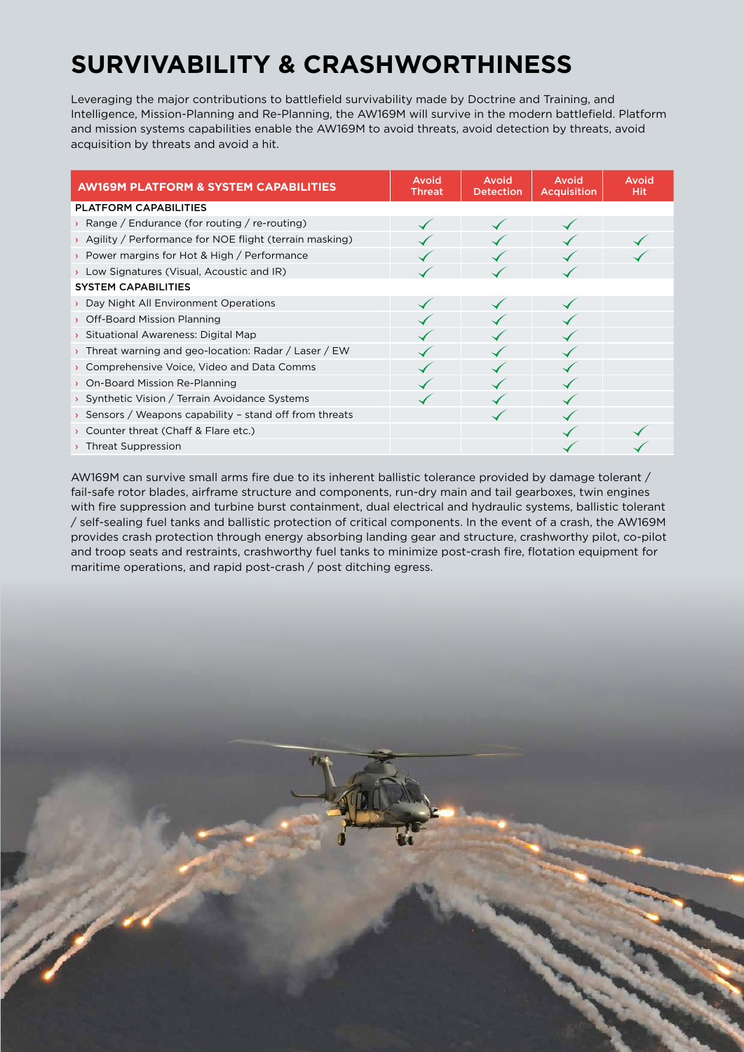# SURVIVABILITY & CRASHWORTHINESS

Leveraging the major contributions to battlefield survivability made by Doctrine and Training, and Intelligence, Mission-Planning and Re-Planning, the AW169M will survive in the modern battlefield. Platform and mission systems capabilities enable the AW169M to avoid threats, avoid detection by threats, avoid acquisition by threats and avoid a hit.

| AW169M PLATFORM & SYSTEM CAPABILITIES | Avoid Threat | Avoid Detection | Avoid Acquisition | Avoid Hit |
|---|---|---|---|---|
| **PLATFORM CAPABILITIES** | | | | |
| › Range / Endurance (for routing / re-routing) | ✓ | ✓ | ✓ | |
| › Agility / Performance for NOE flight (terrain masking) | ✓ | ✓ | ✓ | ✓ |
| › Power margins for Hot & High / Performance | ✓ | ✓ | ✓ | ✓ |
| › Low Signatures (Visual, Acoustic and IR) | ✓ | ✓ | ✓ | |
| **SYSTEM CAPABILITIES** | | | | |
| › Day Night All Environment Operations | ✓ | ✓ | ✓ | |
| › Off-Board Mission Planning | ✓ | ✓ | ✓ | |
| › Situational Awareness: Digital Map | ✓ | ✓ | ✓ | |
| › Threat warning and geo-location: Radar / Laser / EW | ✓ | ✓ | ✓ | |
| › Comprehensive Voice, Video and Data Comms | ✓ | ✓ | ✓ | |
| › On-Board Mission Re-Planning | ✓ | ✓ | ✓ | |
| › Synthetic Vision / Terrain Avoidance Systems | ✓ | ✓ | ✓ | |
| › Sensors / Weapons capability – stand off from threats | | ✓ | ✓ | |
| › Counter threat (Chaff & Flare etc.) | | | ✓ | ✓ |
| › Threat Suppression | | | ✓ | ✓ |

AW169M can survive small arms fire due to its inherent ballistic tolerance provided by damage tolerant / fail-safe rotor blades, airframe structure and components, run-dry main and tail gearboxes, twin engines with fire suppression and turbine burst containment, dual electrical and hydraulic systems, ballistic tolerant / self-sealing fuel tanks and ballistic protection of critical components. In the event of a crash, the AW169M provides crash protection through energy absorbing landing gear and structure, crashworthy pilot, co-pilot and troop seats and restraints, crashworthy fuel tanks to minimize post-crash fire, flotation equipment for maritime operations, and rapid post-crash / post ditching egress.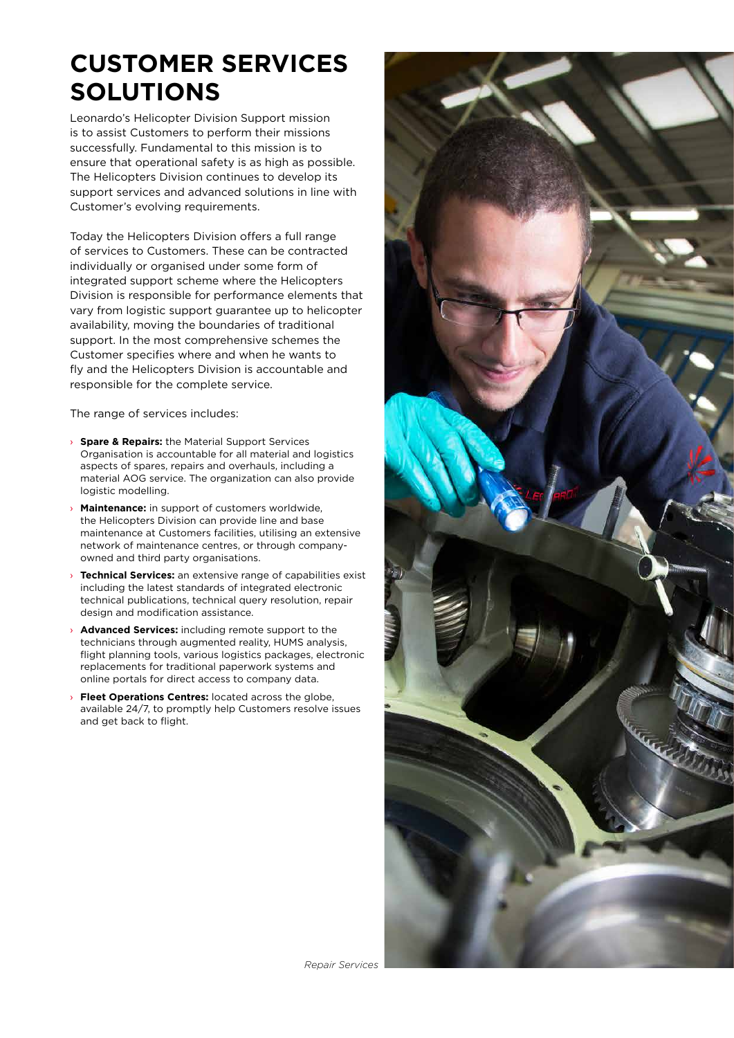# CUSTOMER SERVICES SOLUTIONS

Leonardo's Helicopter Division Support mission is to assist Customers to perform their missions successfully. Fundamental to this mission is to ensure that operational safety is as high as possible. The Helicopters Division continues to develop its support services and advanced solutions in line with Customer's evolving requirements.

Today the Helicopters Division offers a full range of services to Customers. These can be contracted individually or organised under some form of integrated support scheme where the Helicopters Division is responsible for performance elements that vary from logistic support guarantee up to helicopter availability, moving the boundaries of traditional support. In the most comprehensive schemes the Customer specifies where and when he wants to fly and the Helicopters Division is accountable and responsible for the complete service.

The range of services includes:

- **Spare & Repairs:** the Material Support Services Organisation is accountable for all material and logistics aspects of spares, repairs and overhauls, including a material AOG service. The organization can also provide logistic modelling.
- **Maintenance:** in support of customers worldwide, the Helicopters Division can provide line and base maintenance at Customers facilities, utilising an extensive network of maintenance centres, or through company-owned and third party organisations.
- **Technical Services:** an extensive range of capabilities exist including the latest standards of integrated electronic technical publications, technical query resolution, repair design and modification assistance.
- **Advanced Services:** including remote support to the technicians through augmented reality, HUMS analysis, flight planning tools, various logistics packages, electronic replacements for traditional paperwork systems and online portals for direct access to company data.
- **Fleet Operations Centres:** located across the globe, available 24/7, to promptly help Customers resolve issues and get back to flight.

*Repair Services*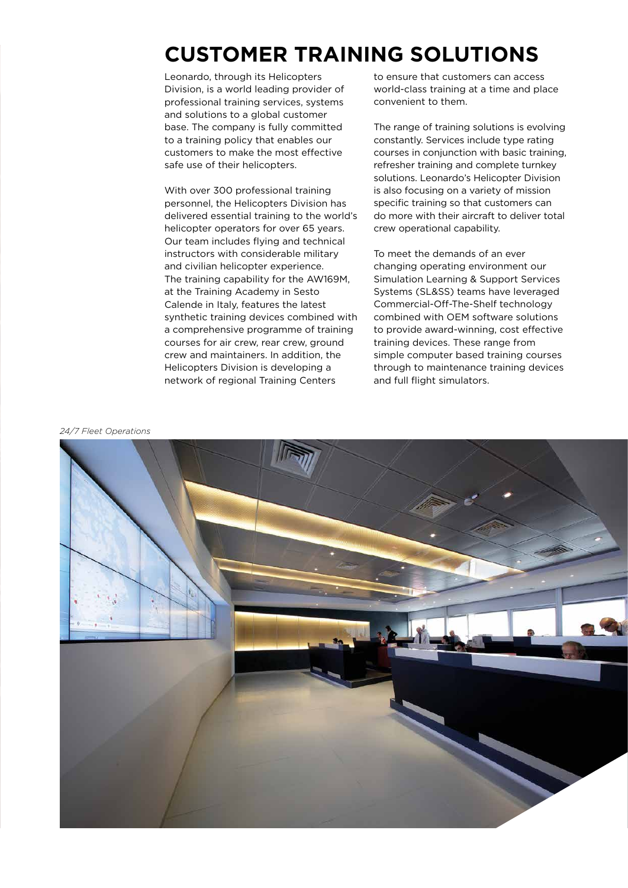# CUSTOMER TRAINING SOLUTIONS

Leonardo, through its Helicopters Division, is a world leading provider of professional training services, systems and solutions to a global customer base. The company is fully committed to a training policy that enables our customers to make the most effective safe use of their helicopters.

With over 300 professional training personnel, the Helicopters Division has delivered essential training to the world's helicopter operators for over 65 years. Our team includes flying and technical instructors with considerable military and civilian helicopter experience. The training capability for the AW169M, at the Training Academy in Sesto Calende in Italy, features the latest synthetic training devices combined with a comprehensive programme of training courses for air crew, rear crew, ground crew and maintainers. In addition, the Helicopters Division is developing a network of regional Training Centers to ensure that customers can access world-class training at a time and place convenient to them.

The range of training solutions is evolving constantly. Services include type rating courses in conjunction with basic training, refresher training and complete turnkey solutions. Leonardo's Helicopter Division is also focusing on a variety of mission specific training so that customers can do more with their aircraft to deliver total crew operational capability.

To meet the demands of an ever changing operating environment our Simulation Learning & Support Services Systems (SL&SS) teams have leveraged Commercial-Off-The-Shelf technology combined with OEM software solutions to provide award-winning, cost effective training devices. These range from simple computer based training courses through to maintenance training devices and full flight simulators.

*24/7 Fleet Operations*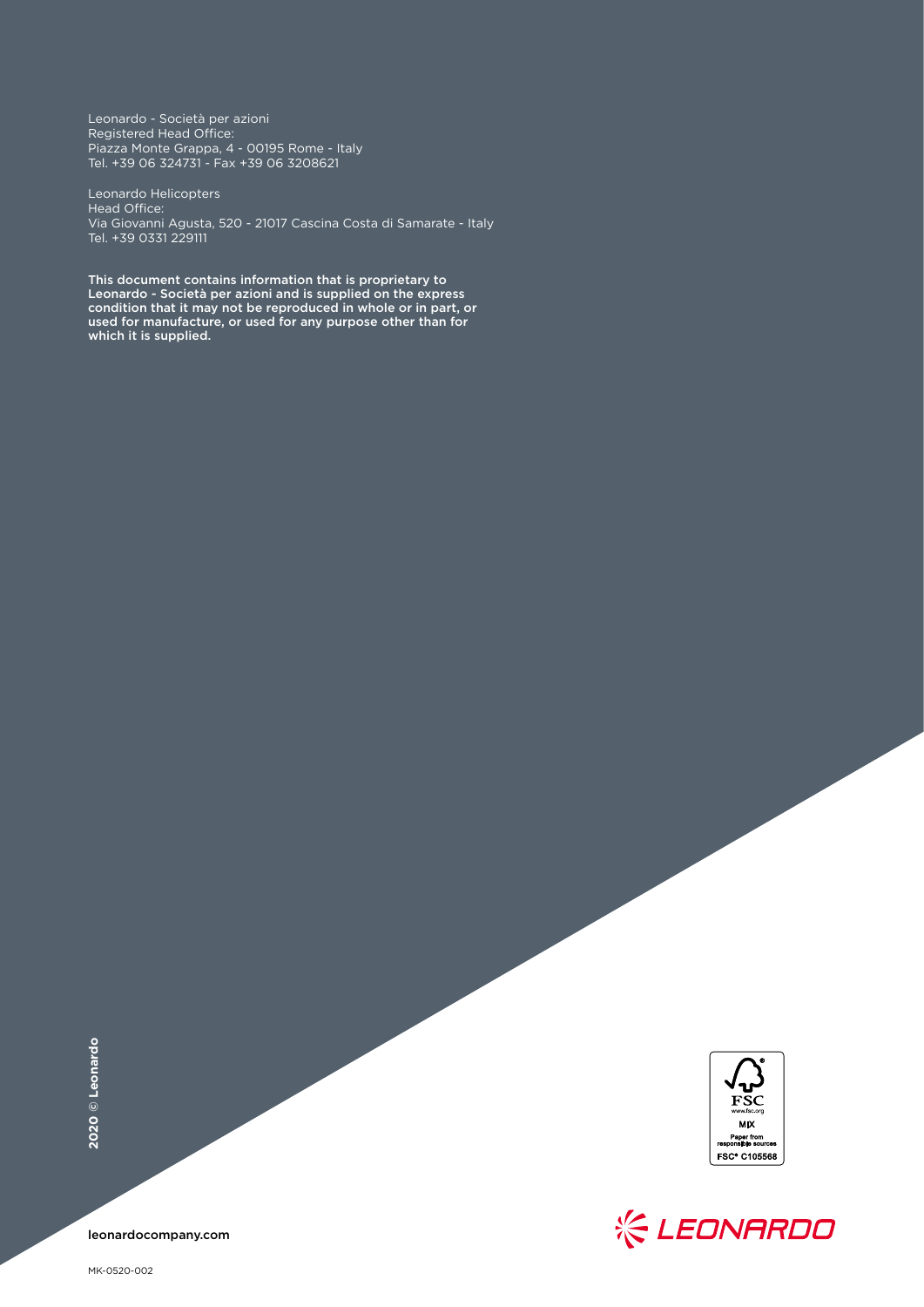Leonardo - Società per azioni
Registered Head Office:
Piazza Monte Grappa, 4 - 00195 Rome - Italy
Tel. +39 06 324731 - Fax +39 06 3208621

Leonardo Helicopters
Head Office:
Via Giovanni Agusta, 520 - 21017 Cascina Costa di Samarate - Italy
Tel. +39 0331 229111

**This document contains information that is proprietary to Leonardo - Società per azioni and is supplied on the express condition that it may not be reproduced in whole or in part, or used for manufacture, or used for any purpose other than for which it is supplied.**

**2020 © Leonardo**

FSC
www.fsc.org
MIX
Paper from responsible sources
FSC® C105568

leonardocompany.com

LEONARDO

MK-0520-002